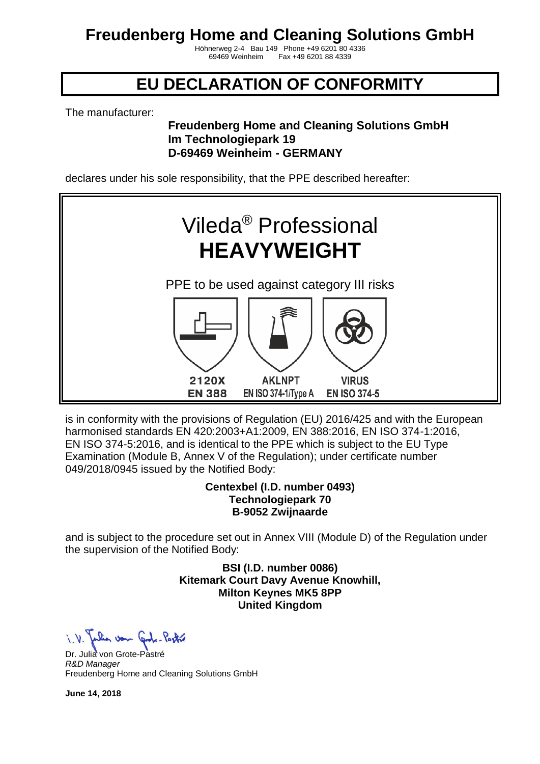# Freudenberg Home and Cleaning Solutions GmbH

Höhnerweg 2-4 Bau 149 Phone +49 6201 80 4336
69469 Weinheim Fax +49 6201 88 4339

## EU DECLARATION OF CONFORMITY

The manufacturer:

**Freudenberg Home and Cleaning Solutions GmbH**
**Im Technologiepark 19**
**D-69469 Weinheim - GERMANY**

declares under his sole responsibility, that the PPE described hereafter:

Vileda® Professional
**HEAVYWEIGHT**

PPE to be used against category III risks

| 2120X | AKLNPT | VIRUS |
|---|---|---|
| EN 388 | EN ISO 374-1/Type A | EN ISO 374-5 |

is in conformity with the provisions of Regulation (EU) 2016/425 and with the European harmonised standards EN 420:2003+A1:2009, EN 388:2016, EN ISO 374-1:2016, EN ISO 374-5:2016, and is identical to the PPE which is subject to the EU Type Examination (Module B, Annex V of the Regulation); under certificate number 049/2018/0945 issued by the Notified Body:

**Centexbel (I.D. number 0493)**
**Technologiepark 70**
**B-9052 Zwijnaarde**

and is subject to the procedure set out in Annex VIII (Module D) of the Regulation under the supervision of the Notified Body:

**BSI (I.D. number 0086)**
**Kitemark Court Davy Avenue Knowhill,**
**Milton Keynes MK5 8PP**
**United Kingdom**

i. V. Julia von Grote-Pastré

Dr. Julia von Grote-Pastré
*R&D Manager*
Freudenberg Home and Cleaning Solutions GmbH

**June 14, 2018**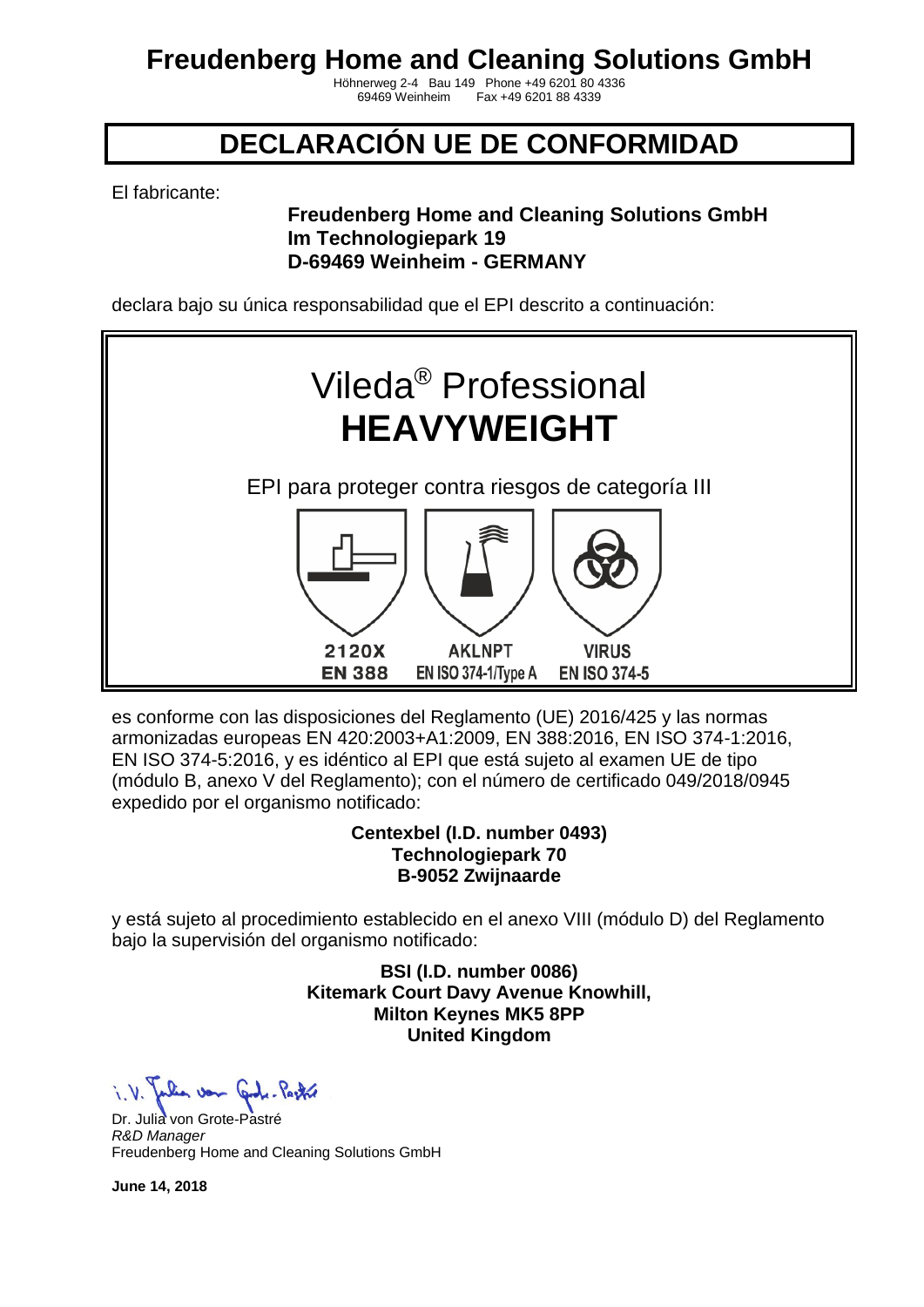# Freudenberg Home and Cleaning Solutions GmbH

Höhnerweg 2-4 Bau 149 Phone +49 6201 80 4336
69469 Weinheim Fax +49 6201 88 4339

## DECLARACIÓN UE DE CONFORMIDAD

El fabricante:

**Freudenberg Home and Cleaning Solutions GmbH**
**Im Technologiepark 19**
**D-69469 Weinheim - GERMANY**

declara bajo su única responsabilidad que el EPI descrito a continuación:

Vileda® Professional
**HEAVYWEIGHT**

EPI para proteger contra riesgos de categoría III

| 2120X | AKLNPT | VIRUS |
|---|---|---|
| EN 388 | EN ISO 374-1/Type A | EN ISO 374-5 |

es conforme con las disposiciones del Reglamento (UE) 2016/425 y las normas armonizadas europeas EN 420:2003+A1:2009, EN 388:2016, EN ISO 374-1:2016, EN ISO 374-5:2016, y es idéntico al EPI que está sujeto al examen UE de tipo (módulo B, anexo V del Reglamento); con el número de certificado 049/2018/0945 expedido por el organismo notificado:

**Centexbel (I.D. number 0493)**
**Technologiepark 70**
**B-9052 Zwijnaarde**

y está sujeto al procedimiento establecido en el anexo VIII (módulo D) del Reglamento bajo la supervisión del organismo notificado:

**BSI (I.D. number 0086)**
**Kitemark Court Davy Avenue Knowhill,**
**Milton Keynes MK5 8PP**
**United Kingdom**

i. V. Julia von Grote-Pastré

Dr. Julia von Grote-Pastré
*R&D Manager*
Freudenberg Home and Cleaning Solutions GmbH

**June 14, 2018**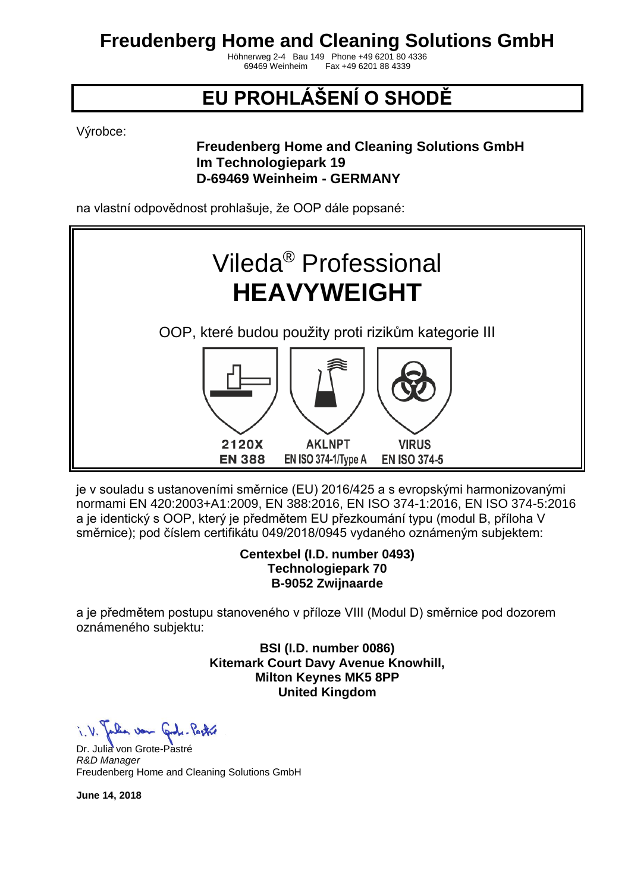# Freudenberg Home and Cleaning Solutions GmbH

Höhnerweg 2-4 Bau 149 Phone +49 6201 80 4336
69469 Weinheim Fax +49 6201 88 4339

# EU PROHLÁŠENÍ O SHODĚ

Výrobce:

**Freudenberg Home and Cleaning Solutions GmbH**
**Im Technologiepark 19**
**D-69469 Weinheim - GERMANY**

na vlastní odpovědnost prohlašuje, že OOP dále popsané:

Vileda® Professional
**HEAVYWEIGHT**

OOP, které budou použity proti rizikům kategorie III

| 2120X | AKLNPT | VIRUS |
|---|---|---|
| EN 388 | EN ISO 374-1/Type A | EN ISO 374-5 |

je v souladu s ustanoveními směrnice (EU) 2016/425 a s evropskými harmonizovanými normami EN 420:2003+A1:2009, EN 388:2016, EN ISO 374-1:2016, EN ISO 374-5:2016 a je identický s OOP, který je předmětem EU přezkoumání typu (modul B, příloha V směrnice); pod číslem certifikátu 049/2018/0945 vydaného oznámeným subjektem:

**Centexbel (I.D. number 0493)**
**Technologiepark 70**
**B-9052 Zwijnaarde**

a je předmětem postupu stanoveného v příloze VIII (Modul D) směrnice pod dozorem oznámeného subjektu:

**BSI (I.D. number 0086)**
**Kitemark Court Davy Avenue Knowhill,**
**Milton Keynes MK5 8PP**
**United Kingdom**

i. V. Julia von Grote-Pastré

Dr. Julia von Grote-Pastré
*R&D Manager*
Freudenberg Home and Cleaning Solutions GmbH

**June 14, 2018**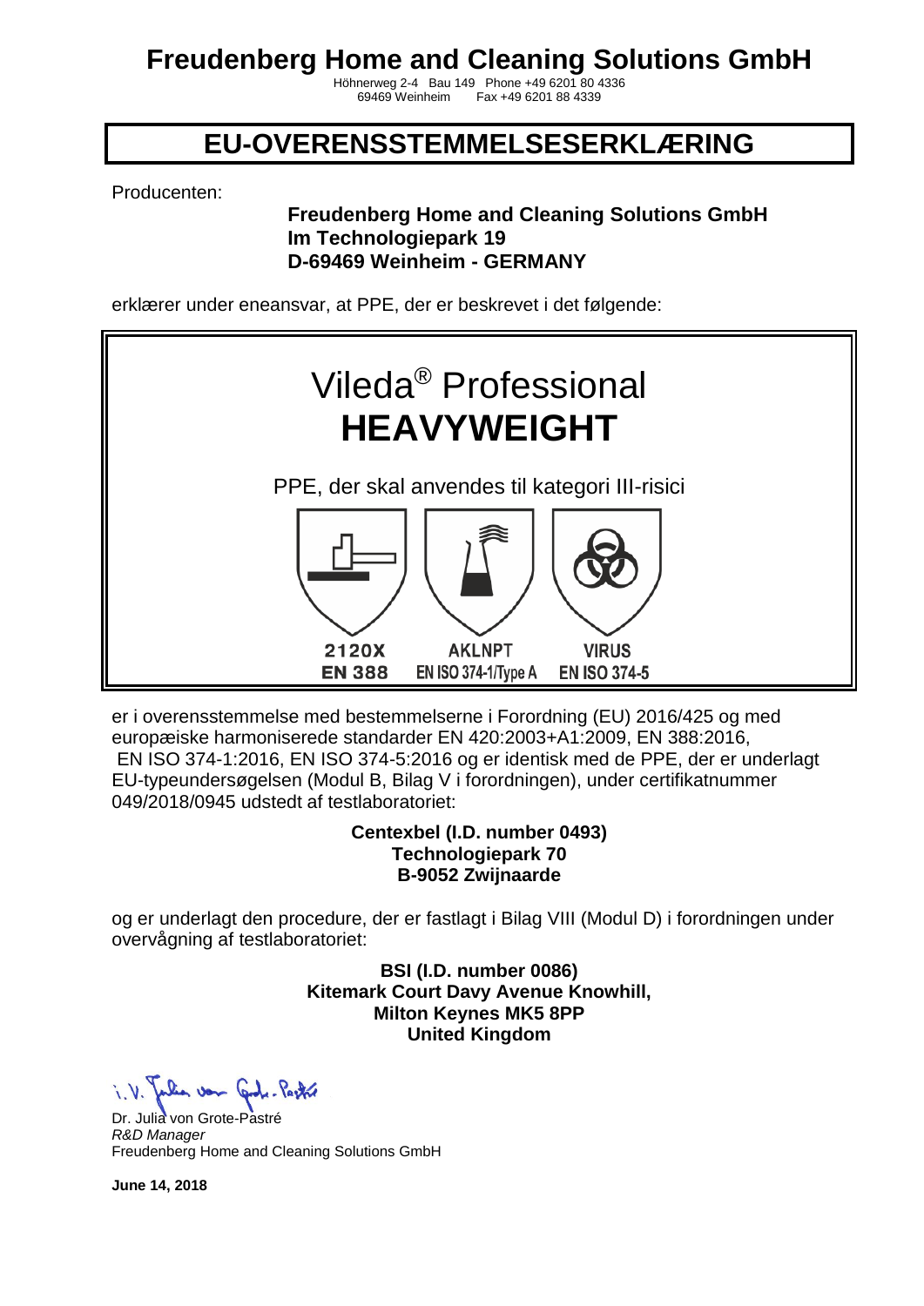# Freudenberg Home and Cleaning Solutions GmbH

Höhnerweg 2-4 Bau 149 Phone +49 6201 80 4336
69469 Weinheim Fax +49 6201 88 4339

## EU-OVERENSSTEMMELSESERKLÆRING

Producenten:

**Freudenberg Home and Cleaning Solutions GmbH**
**Im Technologiepark 19**
**D-69469 Weinheim - GERMANY**

erklærer under eneansvar, at PPE, der er beskrevet i det følgende:

Vileda® Professional
**HEAVYWEIGHT**

PPE, der skal anvendes til kategori III-risici

| 2120X | AKLNPT | VIRUS |
|---|---|---|
| EN 388 | EN ISO 374-1/Type A | EN ISO 374-5 |

er i overensstemmelse med bestemmelserne i Forordning (EU) 2016/425 og med europæiske harmoniserede standarder EN 420:2003+A1:2009, EN 388:2016, EN ISO 374-1:2016, EN ISO 374-5:2016 og er identisk med de PPE, der er underlagt EU-typeundersøgelsen (Modul B, Bilag V i forordningen), under certifikatnummer 049/2018/0945 udstedt af testlaboratoriet:

**Centexbel (I.D. number 0493)**
**Technologiepark 70**
**B-9052 Zwijnaarde**

og er underlagt den procedure, der er fastlagt i Bilag VIII (Modul D) i forordningen under overvågning af testlaboratoriet:

**BSI (I.D. number 0086)**
**Kitemark Court Davy Avenue Knowhill,**
**Milton Keynes MK5 8PP**
**United Kingdom**

i. V. Julia von Grote-Pastré

Dr. Julia von Grote-Pastré
*R&D Manager*
Freudenberg Home and Cleaning Solutions GmbH

**June 14, 2018**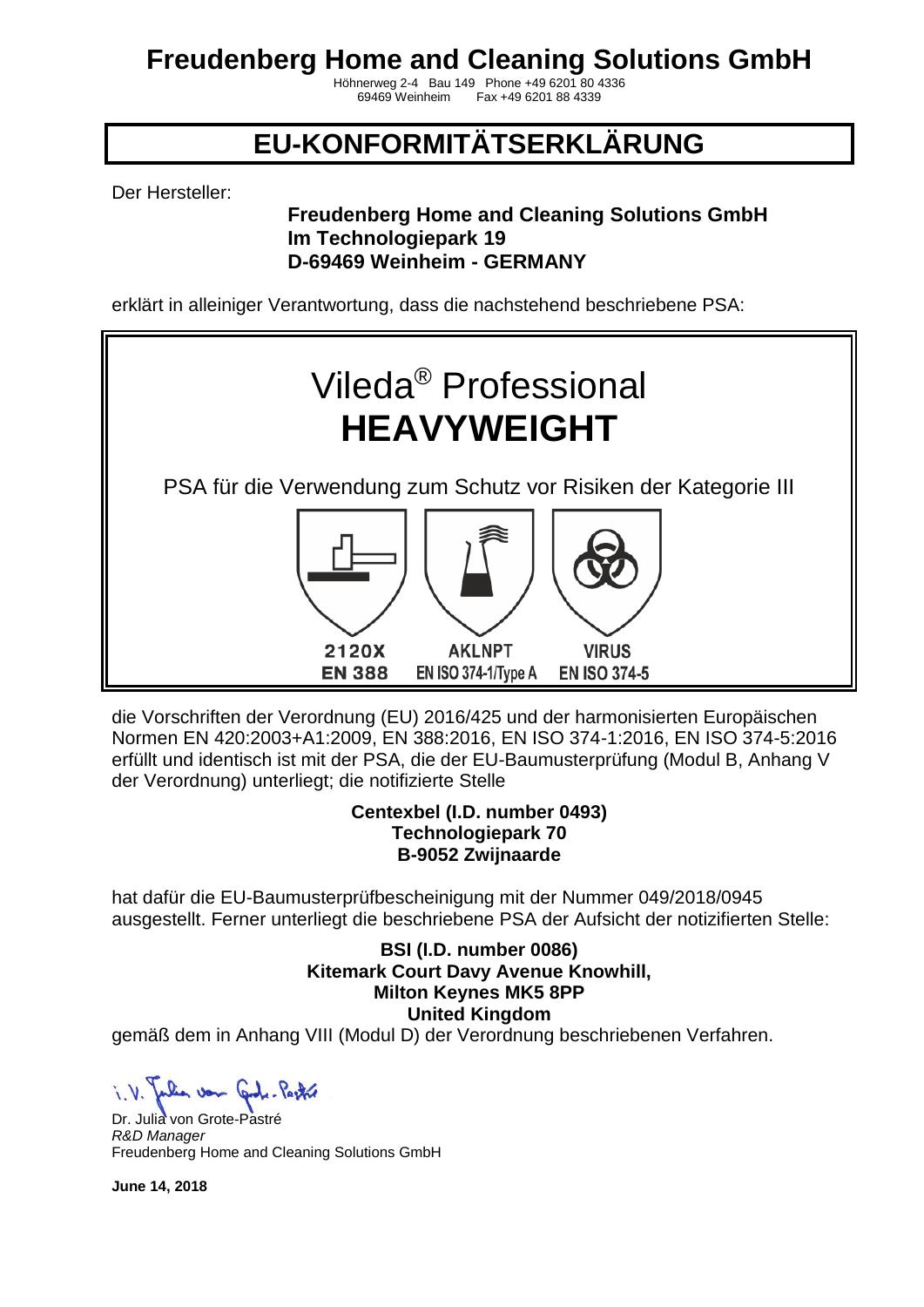# Freudenberg Home and Cleaning Solutions GmbH

Höhnerweg 2-4 Bau 149 Phone +49 6201 80 4336
69469 Weinheim Fax +49 6201 88 4339

## EU-KONFORMITÄTSERKLÄRUNG

Der Hersteller:

**Freudenberg Home and Cleaning Solutions GmbH**
**Im Technologiepark 19**
**D-69469 Weinheim - GERMANY**

erklärt in alleiniger Verantwortung, dass die nachstehend beschriebene PSA:

Vileda® Professional
**HEAVYWEIGHT**

PSA für die Verwendung zum Schutz vor Risiken der Kategorie III

| 2120X | AKLNPT | VIRUS |
|---|---|---|
| EN 388 | EN ISO 374-1/Type A | EN ISO 374-5 |

die Vorschriften der Verordnung (EU) 2016/425 und der harmonisierten Europäischen Normen EN 420:2003+A1:2009, EN 388:2016, EN ISO 374-1:2016, EN ISO 374-5:2016 erfüllt und identisch ist mit der PSA, die der EU-Baumusterprüfung (Modul B, Anhang V der Verordnung) unterliegt; die notifizierte Stelle

**Centexbel (I.D. number 0493)**
**Technologiepark 70**
**B-9052 Zwijnaarde**

hat dafür die EU-Baumusterprüfbescheinigung mit der Nummer 049/2018/0945 ausgestellt. Ferner unterliegt die beschriebene PSA der Aufsicht der notifizierten Stelle:

**BSI (I.D. number 0086)**
**Kitemark Court Davy Avenue Knowhill,**
**Milton Keynes MK5 8PP**
**United Kingdom**

gemäß dem in Anhang VIII (Modul D) der Verordnung beschriebenen Verfahren.

i. V. Julia von Grote-Pastré

Dr. Julia von Grote-Pastré
*R&D Manager*
Freudenberg Home and Cleaning Solutions GmbH

**June 14, 2018**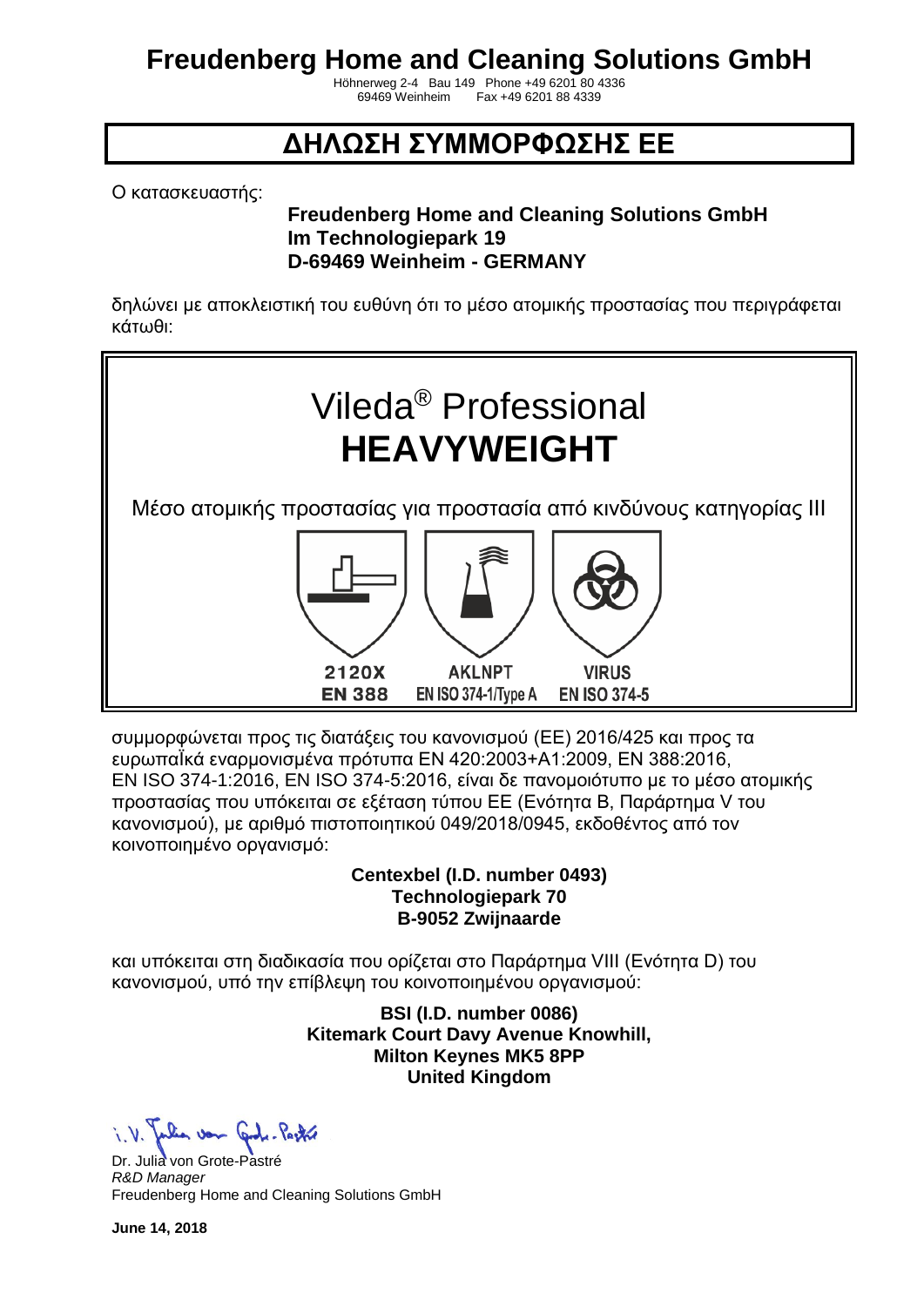# Freudenberg Home and Cleaning Solutions GmbH

Höhnerweg 2-4 Bau 149 Phone +49 6201 80 4336
69469 Weinheim Fax +49 6201 88 4339

## ΔΗΛΩΣΗ ΣΥΜΜΟΡΦΩΣΗΣ ΕΕ

Ο κατασκευαστής:

**Freudenberg Home and Cleaning Solutions GmbH**
**Im Technologiepark 19**
**D-69469 Weinheim - GERMANY**

δηλώνει με αποκλειστική του ευθύνη ότι το μέσο ατομικής προστασίας που περιγράφεται κάτωθι:

Vileda® Professional
**HEAVYWEIGHT**

Μέσο ατομικής προστασίας για προστασία από κινδύνους κατηγορίας III

| 2120X | AKLNPT | VIRUS |
|---|---|---|
| EN 388 | EN ISO 374-1/Type A | EN ISO 374-5 |

συμμορφώνεται προς τις διατάξεις του κανονισμού (ΕΕ) 2016/425 και προς τα ευρωπαΐκά εναρμονισμένα πρότυπα EN 420:2003+A1:2009, EN 388:2016, EN ISO 374-1:2016, EN ISO 374-5:2016, είναι δε πανομοιότυπο με το μέσο ατομικής προστασίας που υπόκειται σε εξέταση τύπου ΕΕ (Ενότητα B, Παράρτημα V του κανονισμού), με αριθμό πιστοποιητικού 049/2018/0945, εκδοθέντος από τον κοινοποιημένο οργανισμό:

**Centexbel (I.D. number 0493)**
**Technologiepark 70**
**B-9052 Zwijnaarde**

και υπόκειται στη διαδικασία που ορίζεται στο Παράρτημα VIII (Ενότητα D) του κανονισμού, υπό την επίβλεψη του κοινοποιημένου οργανισμού:

**BSI (I.D. number 0086)**
**Kitemark Court Davy Avenue Knowhill,**
**Milton Keynes MK5 8PP**
**United Kingdom**

i. V. Julia von Grote-Pastré

Dr. Julia von Grote-Pastré
*R&D Manager*
Freudenberg Home and Cleaning Solutions GmbH

**June 14, 2018**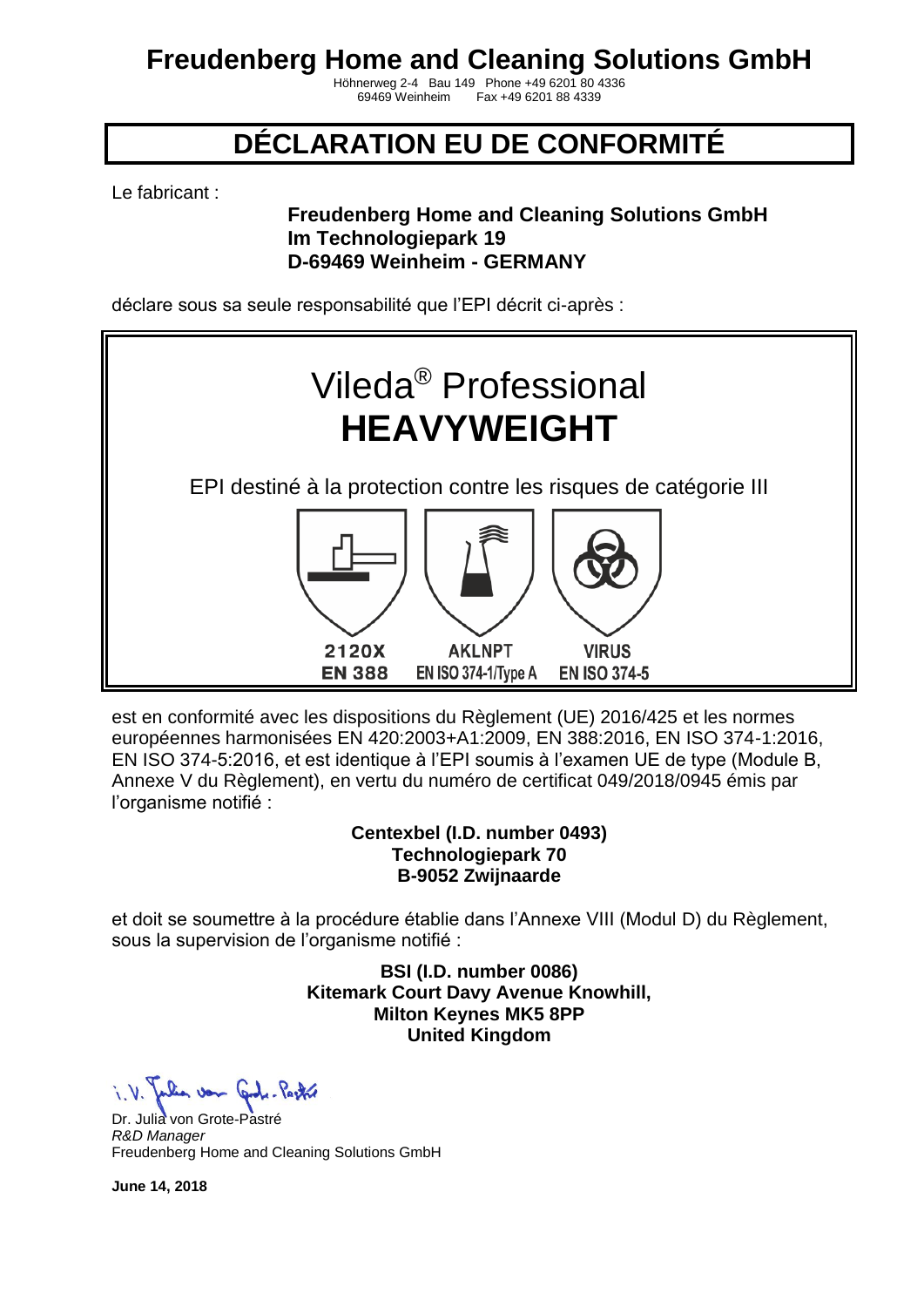# Freudenberg Home and Cleaning Solutions GmbH

Höhnerweg 2-4 Bau 149 Phone +49 6201 80 4336
69469 Weinheim Fax +49 6201 88 4339

## DÉCLARATION EU DE CONFORMITÉ

Le fabricant :

**Freudenberg Home and Cleaning Solutions GmbH**
**Im Technologiepark 19**
**D-69469 Weinheim - GERMANY**

déclare sous sa seule responsabilité que l'EPI décrit ci-après :

Vileda® Professional
**HEAVYWEIGHT**

EPI destiné à la protection contre les risques de catégorie III

| 2120X | AKLNPT | VIRUS |
|---|---|---|
| EN 388 | EN ISO 374-1/Type A | EN ISO 374-5 |

est en conformité avec les dispositions du Règlement (UE) 2016/425 et les normes européennes harmonisées EN 420:2003+A1:2009, EN 388:2016, EN ISO 374-1:2016, EN ISO 374-5:2016, et est identique à l'EPI soumis à l'examen UE de type (Module B, Annexe V du Règlement), en vertu du numéro de certificat 049/2018/0945 émis par l'organisme notifié :

**Centexbel (I.D. number 0493)**
**Technologiepark 70**
**B-9052 Zwijnaarde**

et doit se soumettre à la procédure établie dans l'Annexe VIII (Modul D) du Règlement, sous la supervision de l'organisme notifié :

**BSI (I.D. number 0086)**
**Kitemark Court Davy Avenue Knowhill,**
**Milton Keynes MK5 8PP**
**United Kingdom**

i. V. Julia von Grote-Pastré

Dr. Julia von Grote-Pastré
*R&D Manager*
Freudenberg Home and Cleaning Solutions GmbH

**June 14, 2018**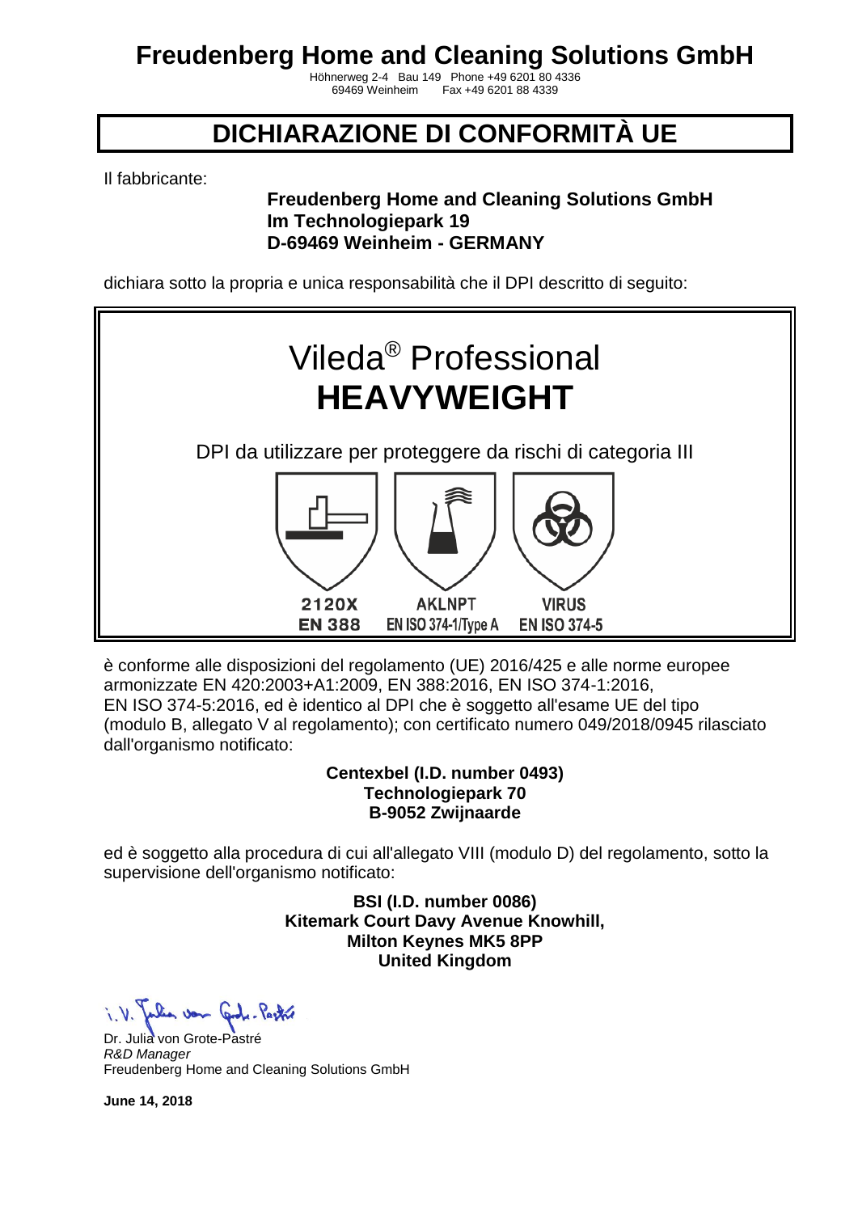# Freudenberg Home and Cleaning Solutions GmbH

Höhnerweg 2-4 Bau 149 Phone +49 6201 80 4336
69469 Weinheim Fax +49 6201 88 4339

## DICHIARAZIONE DI CONFORMITÀ UE

Il fabbricante:

**Freudenberg Home and Cleaning Solutions GmbH**
**Im Technologiepark 19**
**D-69469 Weinheim - GERMANY**

dichiara sotto la propria e unica responsabilità che il DPI descritto di seguito:

Vileda® Professional
**HEAVYWEIGHT**

DPI da utilizzare per proteggere da rischi di categoria III

| 2120X | AKLNPT | VIRUS |
|---|---|---|
| EN 388 | EN ISO 374-1/Type A | EN ISO 374-5 |

è conforme alle disposizioni del regolamento (UE) 2016/425 e alle norme europee armonizzate EN 420:2003+A1:2009, EN 388:2016, EN ISO 374-1:2016, EN ISO 374-5:2016, ed è identico al DPI che è soggetto all'esame UE del tipo (modulo B, allegato V al regolamento); con certificato numero 049/2018/0945 rilasciato dall'organismo notificato:

**Centexbel (I.D. number 0493)**
**Technologiepark 70**
**B-9052 Zwijnaarde**

ed è soggetto alla procedura di cui all'allegato VIII (modulo D) del regolamento, sotto la supervisione dell'organismo notificato:

**BSI (I.D. number 0086)**
**Kitemark Court Davy Avenue Knowhill,**
**Milton Keynes MK5 8PP**
**United Kingdom**

i. V. Julia von Grote-Pastré

Dr. Julia von Grote-Pastré
*R&D Manager*
Freudenberg Home and Cleaning Solutions GmbH

**June 14, 2018**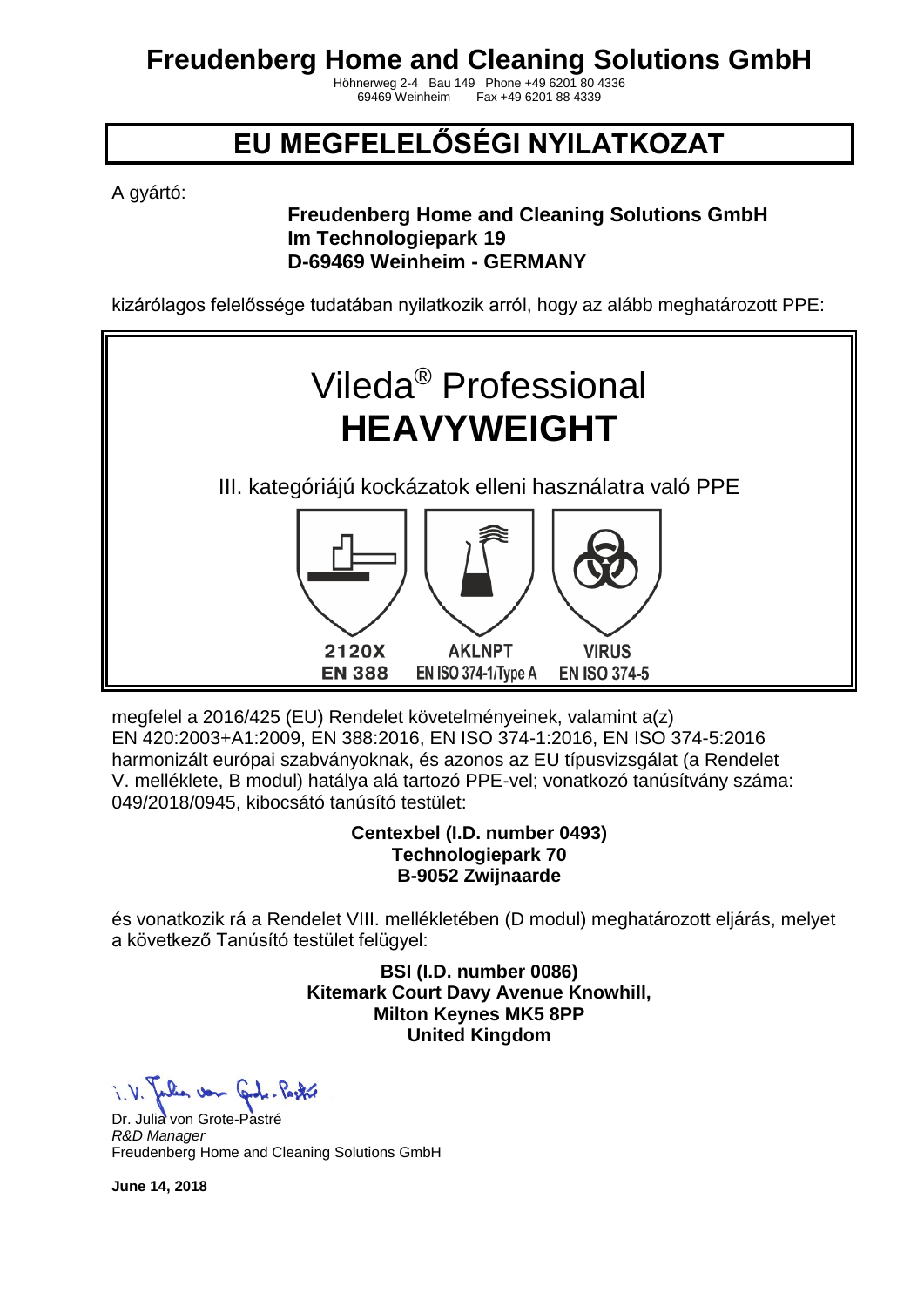# Freudenberg Home and Cleaning Solutions GmbH

Höhnerweg 2-4 Bau 149 Phone +49 6201 80 4336
69469 Weinheim Fax +49 6201 88 4339

# EU MEGFELELŐSÉGI NYILATKOZAT

A gyártó:

**Freudenberg Home and Cleaning Solutions GmbH**
**Im Technologiepark 19**
**D-69469 Weinheim - GERMANY**

kizárólagos felelőssége tudatában nyilatkozik arról, hogy az alább meghatározott PPE:

## Vileda® Professional
## **HEAVYWEIGHT**

III. kategóriájú kockázatok elleni használatra való PPE

| 2120X | AKLNPT | VIRUS |
|---|---|---|
| EN 388 | EN ISO 374-1/Type A | EN ISO 374-5 |

megfelel a 2016/425 (EU) Rendelet követelményeinek, valamint a(z) EN 420:2003+A1:2009, EN 388:2016, EN ISO 374-1:2016, EN ISO 374-5:2016 harmonizált európai szabványoknak, és azonos az EU típusvizsgálat (a Rendelet V. melléklete, B modul) hatálya alá tartozó PPE-vel; vonatkozó tanúsítvány száma: 049/2018/0945, kibocsátó tanúsító testület:

**Centexbel (I.D. number 0493)**
**Technologiepark 70**
**B-9052 Zwijnaarde**

és vonatkozik rá a Rendelet VIII. mellékletében (D modul) meghatározott eljárás, melyet a következő Tanúsító testület felügyel:

**BSI (I.D. number 0086)**
**Kitemark Court Davy Avenue Knowhill,**
**Milton Keynes MK5 8PP**
**United Kingdom**

i. V. Julia von Grote-Pastré

Dr. Julia von Grote-Pastré
*R&D Manager*
Freudenberg Home and Cleaning Solutions GmbH

**June 14, 2018**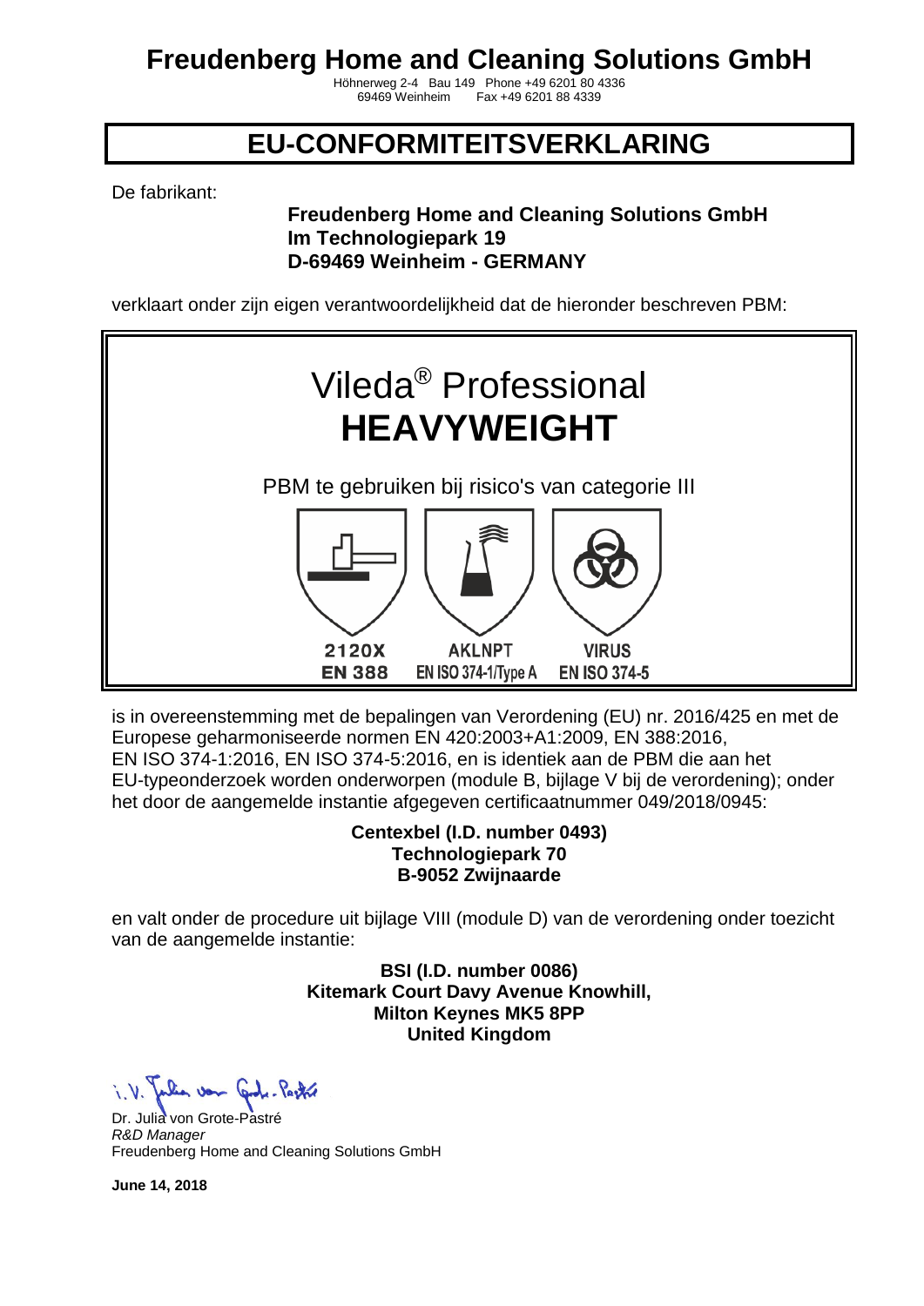# Freudenberg Home and Cleaning Solutions GmbH

Höhnerweg 2-4 Bau 149 Phone +49 6201 80 4336
69469 Weinheim Fax +49 6201 88 4339

## EU-CONFORMITEITSVERKLARING

De fabrikant:

**Freudenberg Home and Cleaning Solutions GmbH**
**Im Technologiepark 19**
**D-69469 Weinheim - GERMANY**

verklaart onder zijn eigen verantwoordelijkheid dat de hieronder beschreven PBM:

Vileda® Professional
**HEAVYWEIGHT**

PBM te gebruiken bij risico's van categorie III

| 2120X | AKLNPT | VIRUS |
|---|---|---|
| EN 388 | EN ISO 374-1/Type A | EN ISO 374-5 |

is in overeenstemming met de bepalingen van Verordening (EU) nr. 2016/425 en met de Europese geharmoniseerde normen EN 420:2003+A1:2009, EN 388:2016, EN ISO 374-1:2016, EN ISO 374-5:2016, en is identiek aan de PBM die aan het EU-typeonderzoek worden onderworpen (module B, bijlage V bij de verordening); onder het door de aangemelde instantie afgegeven certificaatnummer 049/2018/0945:

**Centexbel (I.D. number 0493)**
**Technologiepark 70**
**B-9052 Zwijnaarde**

en valt onder de procedure uit bijlage VIII (module D) van de verordening onder toezicht van de aangemelde instantie:

**BSI (I.D. number 0086)**
**Kitemark Court Davy Avenue Knowhill,**
**Milton Keynes MK5 8PP**
**United Kingdom**

i. V. Julia von Grote-Pastré

Dr. Julia von Grote-Pastré
*R&D Manager*
Freudenberg Home and Cleaning Solutions GmbH

**June 14, 2018**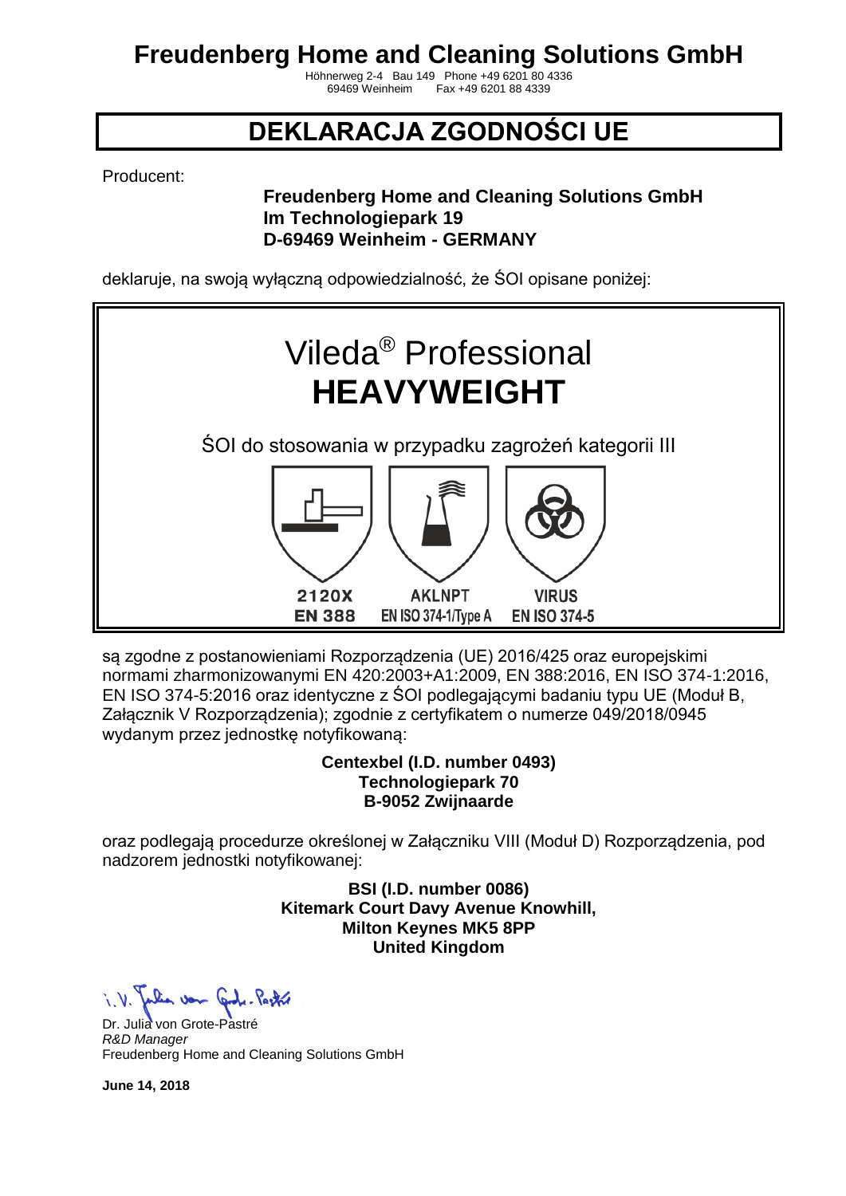# Freudenberg Home and Cleaning Solutions GmbH

Höhnerweg 2-4 Bau 149 Phone +49 6201 80 4336
69469 Weinheim Fax +49 6201 88 4339

## DEKLARACJA ZGODNOŚCI UE

Producent:

**Freudenberg Home and Cleaning Solutions GmbH**
**Im Technologiepark 19**
**D-69469 Weinheim - GERMANY**

deklaruje, na swoją wyłączną odpowiedzialność, że ŚOI opisane poniżej:

Vileda® Professional
**HEAVYWEIGHT**

ŚOI do stosowania w przypadku zagrożeń kategorii III

| 2120X | AKLNPT | VIRUS |
|---|---|---|
| EN 388 | EN ISO 374-1/Type A | EN ISO 374-5 |

są zgodne z postanowieniami Rozporządzenia (UE) 2016/425 oraz europejskimi normami zharmonizowanymi EN 420:2003+A1:2009, EN 388:2016, EN ISO 374-1:2016, EN ISO 374-5:2016 oraz identyczne z ŚOI podlegającymi badaniu typu UE (Moduł B, Załącznik V Rozporządzenia); zgodnie z certyfikatem o numerze 049/2018/0945 wydanym przez jednostkę notyfikowaną:

**Centexbel (I.D. number 0493)**
**Technologiepark 70**
**B-9052 Zwijnaarde**

oraz podlegają procedurze określonej w Załączniku VIII (Moduł D) Rozporządzenia, pod nadzorem jednostki notyfikowanej:

**BSI (I.D. number 0086)**
**Kitemark Court Davy Avenue Knowhill,**
**Milton Keynes MK5 8PP**
**United Kingdom**

i. V. Julia von Grote-Pastré

Dr. Julia von Grote-Pastré
*R&D Manager*
Freudenberg Home and Cleaning Solutions GmbH

**June 14, 2018**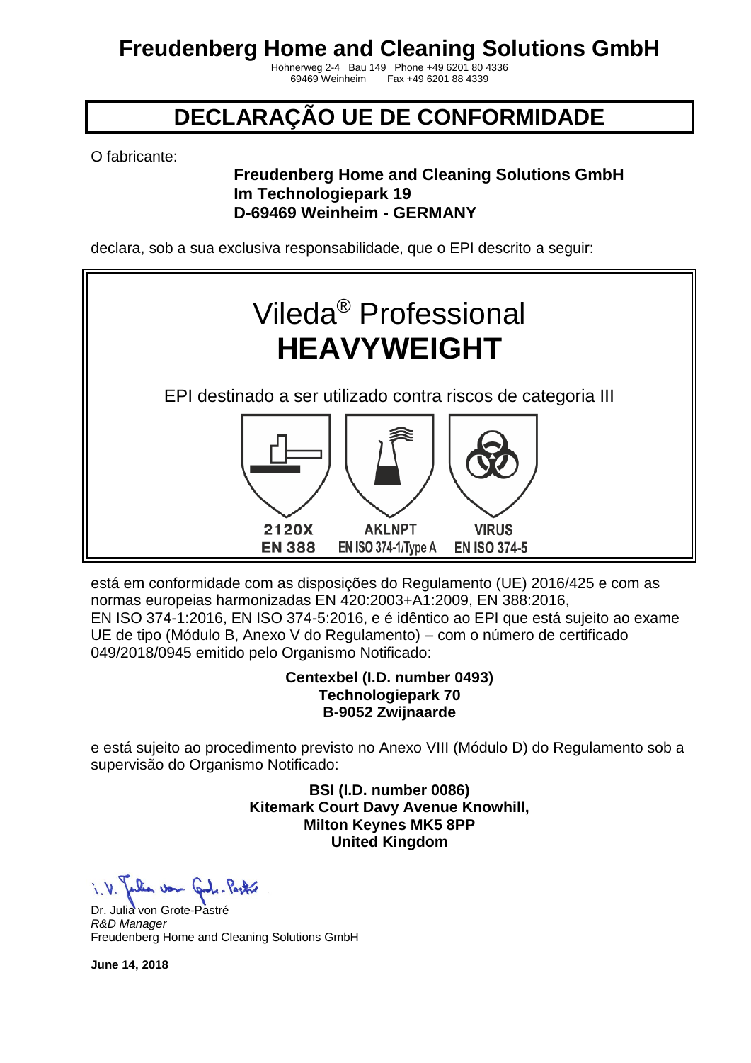# Freudenberg Home and Cleaning Solutions GmbH

Höhnerweg 2-4 Bau 149 Phone +49 6201 80 4336
69469 Weinheim Fax +49 6201 88 4339

# DECLARAÇÃO UE DE CONFORMIDADE

O fabricante:

**Freudenberg Home and Cleaning Solutions GmbH**
**Im Technologiepark 19**
**D-69469 Weinheim - GERMANY**

declara, sob a sua exclusiva responsabilidade, que o EPI descrito a seguir:

## Vileda® Professional
## HEAVYWEIGHT

EPI destinado a ser utilizado contra riscos de categoria III

| 2120X | AKLNPT | VIRUS |
| --- | --- | --- |
| EN 388 | EN ISO 374-1/Type A | EN ISO 374-5 |

está em conformidade com as disposições do Regulamento (UE) 2016/425 e com as normas europeias harmonizadas EN 420:2003+A1:2009, EN 388:2016, EN ISO 374-1:2016, EN ISO 374-5:2016, e é idêntico ao EPI que está sujeito ao exame UE de tipo (Módulo B, Anexo V do Regulamento) – com o número de certificado 049/2018/0945 emitido pelo Organismo Notificado:

**Centexbel (I.D. number 0493)**
**Technologiepark 70**
**B-9052 Zwijnaarde**

e está sujeito ao procedimento previsto no Anexo VIII (Módulo D) do Regulamento sob a supervisão do Organismo Notificado:

**BSI (I.D. number 0086)**
**Kitemark Court Davy Avenue Knowhill,**
**Milton Keynes MK5 8PP**
**United Kingdom**

i. V. Julia von Grote-Pastré

Dr. Julia von Grote-Pastré
*R&D Manager*
Freudenberg Home and Cleaning Solutions GmbH

**June 14, 2018**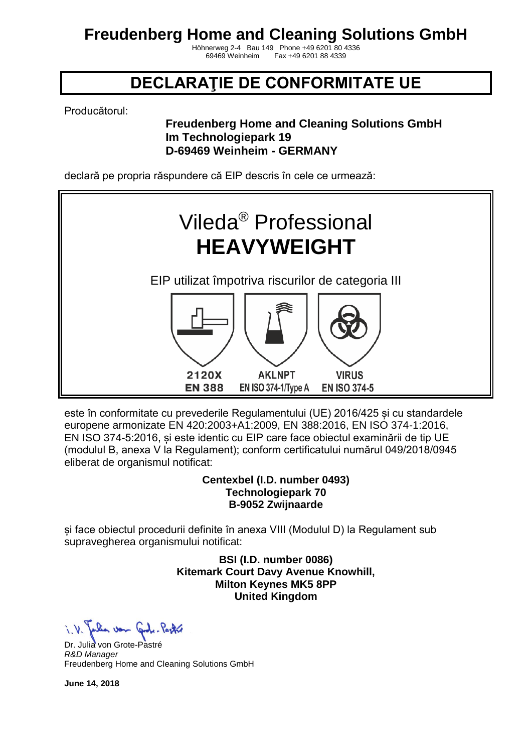# Freudenberg Home and Cleaning Solutions GmbH

Höhnerweg 2-4 Bau 149 Phone +49 6201 80 4336
69469 Weinheim Fax +49 6201 88 4339

## DECLARAŢIE DE CONFORMITATE UE

Producătorul:

**Freudenberg Home and Cleaning Solutions GmbH**
**Im Technologiepark 19**
**D-69469 Weinheim - GERMANY**

declară pe propria răspundere că EIP descris în cele ce urmează:

Vileda® Professional
**HEAVYWEIGHT**

EIP utilizat împotriva riscurilor de categoria III

| 2120X | AKLNPT | VIRUS |
|---|---|---|
| EN 388 | EN ISO 374-1/Type A | EN ISO 374-5 |

este în conformitate cu prevederile Regulamentului (UE) 2016/425 și cu standardele europene armonizate EN 420:2003+A1:2009, EN 388:2016, EN ISO 374-1:2016, EN ISO 374-5:2016, și este identic cu EIP care face obiectul examinării de tip UE (modulul B, anexa V la Regulament); conform certificatului numărul 049/2018/0945 eliberat de organismul notificat:

**Centexbel (I.D. number 0493)**
**Technologiepark 70**
**B-9052 Zwijnaarde**

și face obiectul procedurii definite în anexa VIII (Modulul D) la Regulament sub supravegherea organismului notificat:

**BSI (I.D. number 0086)**
**Kitemark Court Davy Avenue Knowhill,**
**Milton Keynes MK5 8PP**
**United Kingdom**

i. V. Julia von Grote-Pastré

Dr. Julia von Grote-Pastré
*R&D Manager*
Freudenberg Home and Cleaning Solutions GmbH

**June 14, 2018**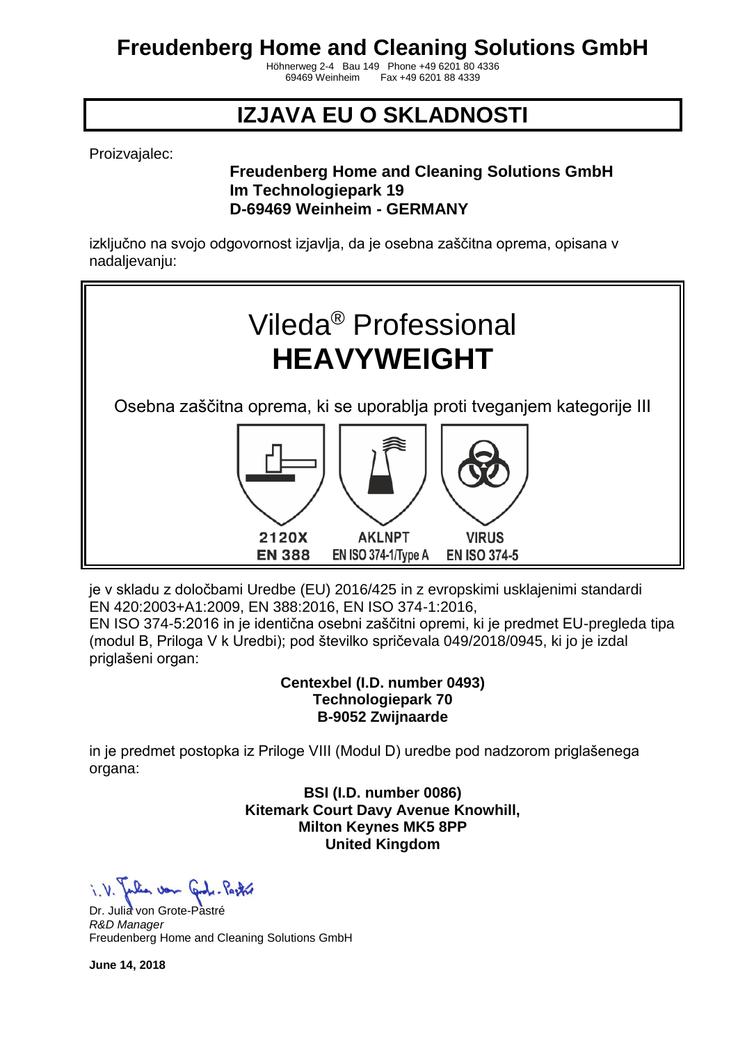# Freudenberg Home and Cleaning Solutions GmbH

Höhnerweg 2-4 Bau 149 Phone +49 6201 80 4336
69469 Weinheim Fax +49 6201 88 4339

## IZJAVA EU O SKLADNOSTI

Proizvajalec:

**Freudenberg Home and Cleaning Solutions GmbH**
**Im Technologiepark 19**
**D-69469 Weinheim - GERMANY**

izključno na svojo odgovornost izjavlja, da je osebna zaščitna oprema, opisana v nadaljevanju:

Vileda® Professional
**HEAVYWEIGHT**

Osebna zaščitna oprema, ki se uporablja proti tveganjem kategorije III

| 2120X | AKLNPT | VIRUS |
|---|---|---|
| EN 388 | EN ISO 374-1/Type A | EN ISO 374-5 |

je v skladu z določbami Uredbe (EU) 2016/425 in z evropskimi usklajenimi standardi EN 420:2003+A1:2009, EN 388:2016, EN ISO 374-1:2016,
EN ISO 374-5:2016 in je identična osebni zaščitni opremi, ki je predmet EU-pregleda tipa (modul B, Priloga V k Uredbi); pod številko spričevala 049/2018/0945, ki jo je izdal priglašeni organ:

**Centexbel (I.D. number 0493)**
**Technologiepark 70**
**B-9052 Zwijnaarde**

in je predmet postopka iz Priloge VIII (Modul D) uredbe pod nadzorom priglašenega organa:

**BSI (I.D. number 0086)**
**Kitemark Court Davy Avenue Knowhill,**
**Milton Keynes MK5 8PP**
**United Kingdom**

i. V. Julia von Grote-Pastré

Dr. Julia von Grote-Pastré
*R&D Manager*
Freudenberg Home and Cleaning Solutions GmbH

**June 14, 2018**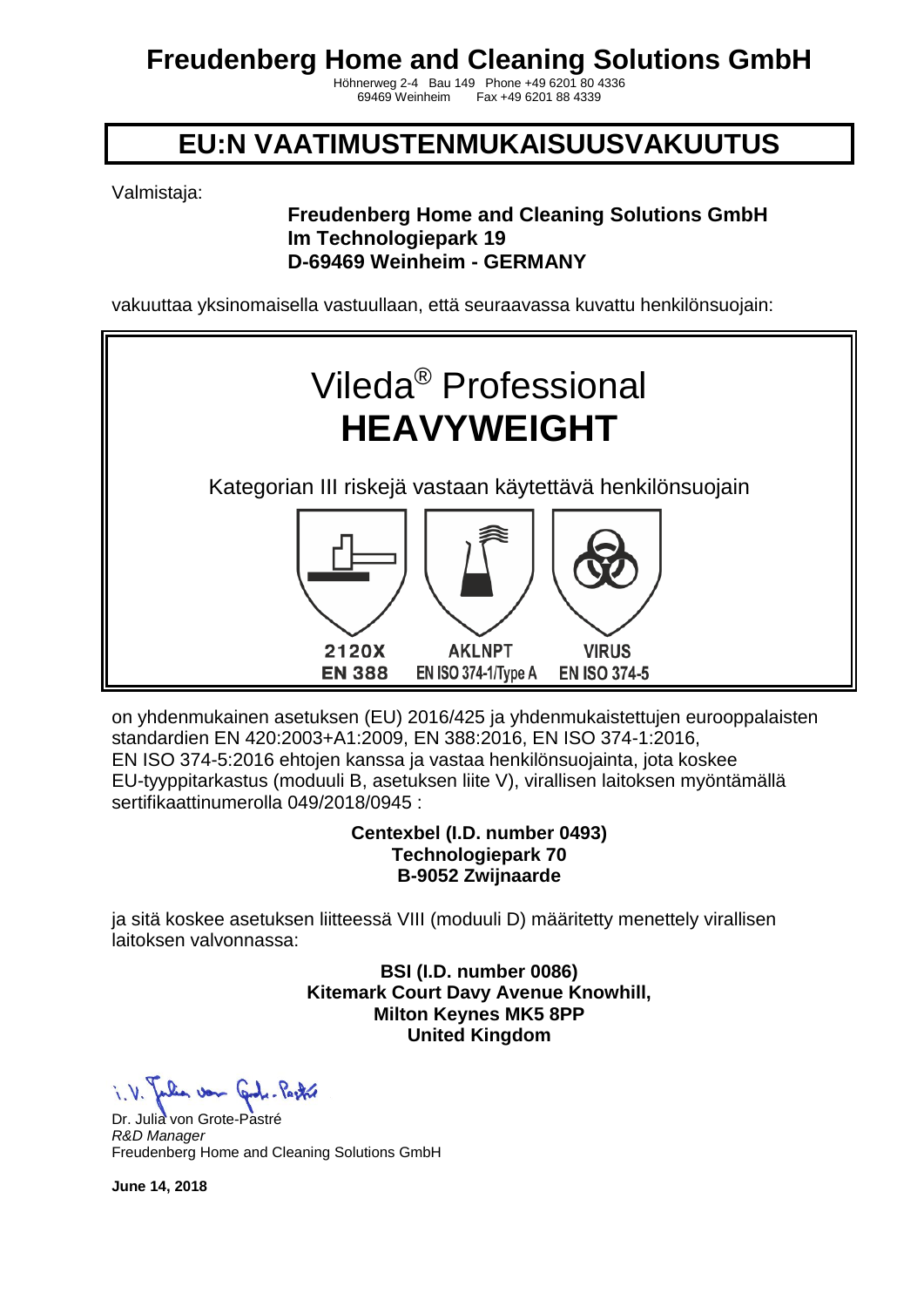# Freudenberg Home and Cleaning Solutions GmbH

Höhnerweg 2-4 Bau 149 Phone +49 6201 80 4336
69469 Weinheim Fax +49 6201 88 4339

## EU:N VAATIMUSTENMUKAISUUSVAKUUTUS

Valmistaja:

**Freudenberg Home and Cleaning Solutions GmbH**
**Im Technologiepark 19**
**D-69469 Weinheim - GERMANY**

vakuuttaa yksinomaisella vastuullaan, että seuraavassa kuvattu henkilönsuojain:

Vileda® Professional
**HEAVYWEIGHT**

Kategorian III riskejä vastaan käytettävä henkilönsuojain

| 2120X | AKLNPT | VIRUS |
|---|---|---|
| EN 388 | EN ISO 374-1/Type A | EN ISO 374-5 |

on yhdenmukainen asetuksen (EU) 2016/425 ja yhdenmukaistettujen eurooppalaisten standardien EN 420:2003+A1:2009, EN 388:2016, EN ISO 374-1:2016, EN ISO 374-5:2016 ehtojen kanssa ja vastaa henkilönsuojainta, jota koskee EU-tyyppitarkastus (moduuli B, asetuksen liite V), virallisen laitoksen myöntämällä sertifikaattinumerolla 049/2018/0945 :

**Centexbel (I.D. number 0493)**
**Technologiepark 70**
**B-9052 Zwijnaarde**

ja sitä koskee asetuksen liitteessä VIII (moduuli D) määritetty menettely virallisen laitoksen valvonnassa:

**BSI (I.D. number 0086)**
**Kitemark Court Davy Avenue Knowhill,**
**Milton Keynes MK5 8PP**
**United Kingdom**

i. V. Julia von Grote-Pastré

Dr. Julia von Grote-Pastré
*R&D Manager*
Freudenberg Home and Cleaning Solutions GmbH

**June 14, 2018**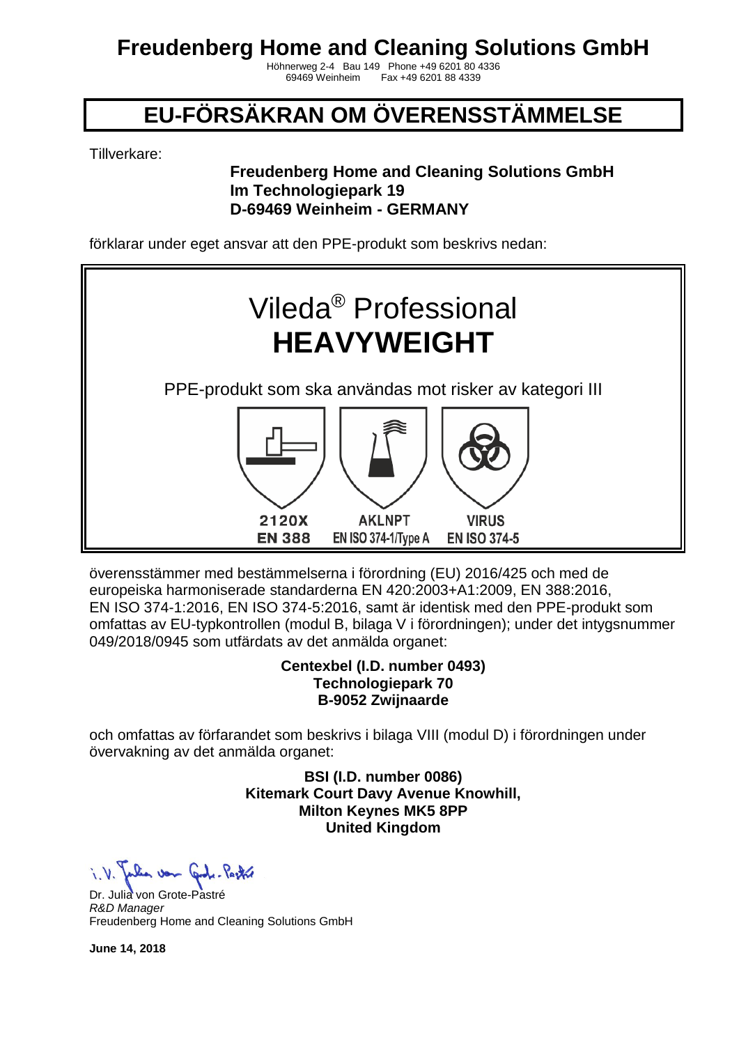# Freudenberg Home and Cleaning Solutions GmbH

Höhnerweg 2-4 Bau 149 Phone +49 6201 80 4336
69469 Weinheim Fax +49 6201 88 4339

## EU-FÖRSÄKRAN OM ÖVERENSSTÄMMELSE

Tillverkare:

**Freudenberg Home and Cleaning Solutions GmbH**
**Im Technologiepark 19**
**D-69469 Weinheim - GERMANY**

förklarar under eget ansvar att den PPE-produkt som beskrivs nedan:

Vileda® Professional
**HEAVYWEIGHT**

PPE-produkt som ska användas mot risker av kategori III

| 2120X | AKLNPT | VIRUS |
|---|---|---|
| EN 388 | EN ISO 374-1/Type A | EN ISO 374-5 |

överensstämmer med bestämmelserna i förordning (EU) 2016/425 och med de europeiska harmoniserade standarderna EN 420:2003+A1:2009, EN 388:2016, EN ISO 374-1:2016, EN ISO 374-5:2016, samt är identisk med den PPE-produkt som omfattas av EU-typkontrollen (modul B, bilaga V i förordningen); under det intygsnummer 049/2018/0945 som utfärdats av det anmälda organet:

**Centexbel (I.D. number 0493)**
**Technologiepark 70**
**B-9052 Zwijnaarde**

och omfattas av förfarandet som beskrivs i bilaga VIII (modul D) i förordningen under övervakning av det anmälda organet:

**BSI (I.D. number 0086)**
**Kitemark Court Davy Avenue Knowhill,**
**Milton Keynes MK5 8PP**
**United Kingdom**

i.V. Julia von Grote-Pastré

Dr. Julia von Grote-Pastré
*R&D Manager*
Freudenberg Home and Cleaning Solutions GmbH

**June 14, 2018**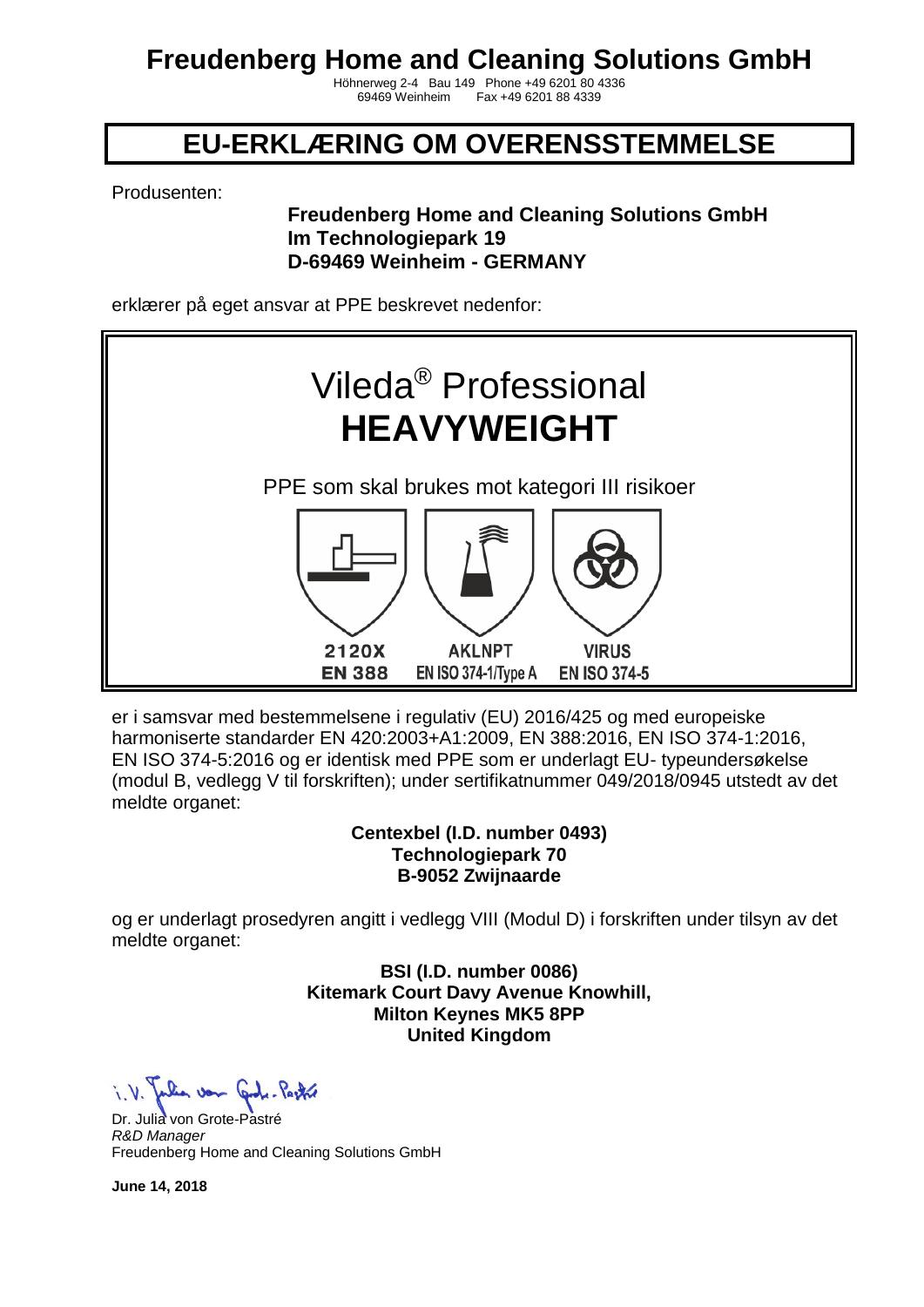# Freudenberg Home and Cleaning Solutions GmbH

Höhnerweg 2-4 Bau 149 Phone +49 6201 80 4336
69469 Weinheim Fax +49 6201 88 4339

## EU-ERKLÆRING OM OVERENSSTEMMELSE

Produsenten:

**Freudenberg Home and Cleaning Solutions GmbH**
**Im Technologiepark 19**
**D-69469 Weinheim - GERMANY**

erklærer på eget ansvar at PPE beskrevet nedenfor:

Vileda® Professional
**HEAVYWEIGHT**

PPE som skal brukes mot kategori III risikoer

| 2120X | AKLNPT | VIRUS |
|---|---|---|
| EN 388 | EN ISO 374-1/Type A | EN ISO 374-5 |

er i samsvar med bestemmelsene i regulativ (EU) 2016/425 og med europeiske harmoniserte standarder EN 420:2003+A1:2009, EN 388:2016, EN ISO 374-1:2016, EN ISO 374-5:2016 og er identisk med PPE som er underlagt EU- typeundersøkelse (modul B, vedlegg V til forskriften); under sertifikatnummer 049/2018/0945 utstedt av det meldte organet:

**Centexbel (I.D. number 0493)**
**Technologiepark 70**
**B-9052 Zwijnaarde**

og er underlagt prosedyren angitt i vedlegg VIII (Modul D) i forskriften under tilsyn av det meldte organet:

**BSI (I.D. number 0086)**
**Kitemark Court Davy Avenue Knowhill,**
**Milton Keynes MK5 8PP**
**United Kingdom**

i. V. Julia von Grote-Pastré

Dr. Julia von Grote-Pastré
*R&D Manager*
Freudenberg Home and Cleaning Solutions GmbH

**June 14, 2018**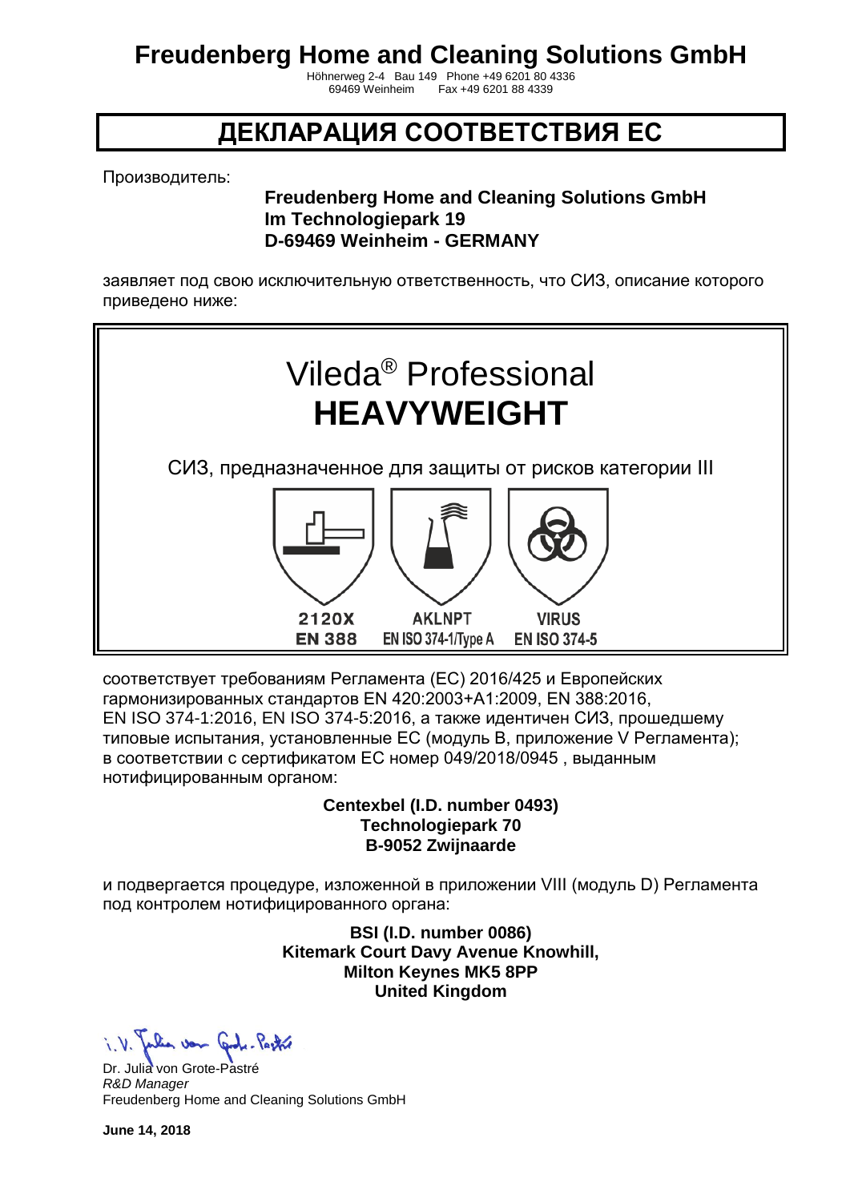# Freudenberg Home and Cleaning Solutions GmbH

Höhnerweg 2-4 Bau 149 Phone +49 6201 80 4336
69469 Weinheim Fax +49 6201 88 4339

## ДЕКЛАРАЦИЯ СООТВЕТСТВИЯ ЕС

Производитель:

**Freudenberg Home and Cleaning Solutions GmbH**
**Im Technologiepark 19**
**D-69469 Weinheim - GERMANY**

заявляет под свою исключительную ответственность, что СИЗ, описание которого приведено ниже:

Vileda® Professional
**HEAVYWEIGHT**

СИЗ, предназначенное для защиты от рисков категории III

| 2120X | AKLNPT | VIRUS |
|---|---|---|
| EN 388 | EN ISO 374-1/Type A | EN ISO 374-5 |

соответствует требованиям Регламента (ЕС) 2016/425 и Европейских гармонизированных стандартов EN 420:2003+A1:2009, EN 388:2016, EN ISO 374-1:2016, EN ISO 374-5:2016, а также идентичен СИЗ, прошедшему типовые испытания, установленные ЕС (модуль B, приложение V Регламента); в соответствии с сертификатом ЕС номер 049/2018/0945 , выданным нотифицированным органом:

**Centexbel (I.D. number 0493)**
**Technologiepark 70**
**B-9052 Zwijnaarde**

и подвергается процедуре, изложенной в приложении VIII (модуль D) Регламента под контролем нотифицированного органа:

**BSI (I.D. number 0086)**
**Kitemark Court Davy Avenue Knowhill,**
**Milton Keynes MK5 8PP**
**United Kingdom**

i.V. Julia von Grote-Pastré

Dr. Julia von Grote-Pastré
*R&D Manager*
Freudenberg Home and Cleaning Solutions GmbH

**June 14, 2018**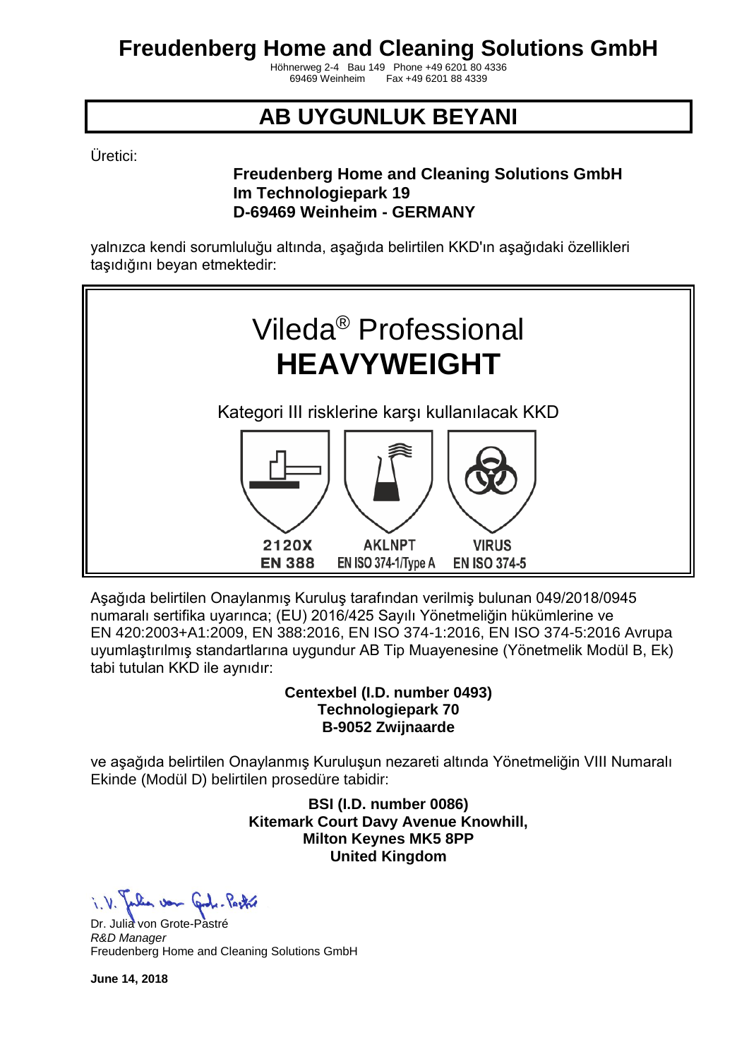# Freudenberg Home and Cleaning Solutions GmbH

Höhnerweg 2-4 Bau 149 Phone +49 6201 80 4336
69469 Weinheim Fax +49 6201 88 4339

## AB UYGUNLUK BEYANI

Üretici:

**Freudenberg Home and Cleaning Solutions GmbH**
**Im Technologiepark 19**
**D-69469 Weinheim - GERMANY**

yalnızca kendi sorumluluğu altında, aşağıda belirtilen KKD'ın aşağıdaki özellikleri taşıdığını beyan etmektedir:

Vileda® Professional
**HEAVYWEIGHT**

Kategori III risklerine karşı kullanılacak KKD

2120X
EN 388

AKLNPT
EN ISO 374-1/Type A

VIRUS
EN ISO 374-5

Aşağıda belirtilen Onaylanmış Kuruluş tarafından verilmiş bulunan 049/2018/0945 numaralı sertifika uyarınca; (EU) 2016/425 Sayılı Yönetmeliğin hükümlerine ve EN 420:2003+A1:2009, EN 388:2016, EN ISO 374-1:2016, EN ISO 374-5:2016 Avrupa uyumlaştırılmış standartlarına uygundur AB Tip Muayenesine (Yönetmelik Modül B, Ek) tabi tutulan KKD ile aynıdır:

**Centexbel (I.D. number 0493)**
**Technologiepark 70**
**B-9052 Zwijnaarde**

ve aşağıda belirtilen Onaylanmış Kuruluşun nezareti altında Yönetmeliğin VIII Numaralı Ekinde (Modül D) belirtilen prosedüre tabidir:

**BSI (I.D. number 0086)**
**Kitemark Court Davy Avenue Knowhill,**
**Milton Keynes MK5 8PP**
**United Kingdom**

i.V. Julia von Grote-Pastré

Dr. Julia von Grote-Pastré
*R&D Manager*
Freudenberg Home and Cleaning Solutions GmbH

**June 14, 2018**